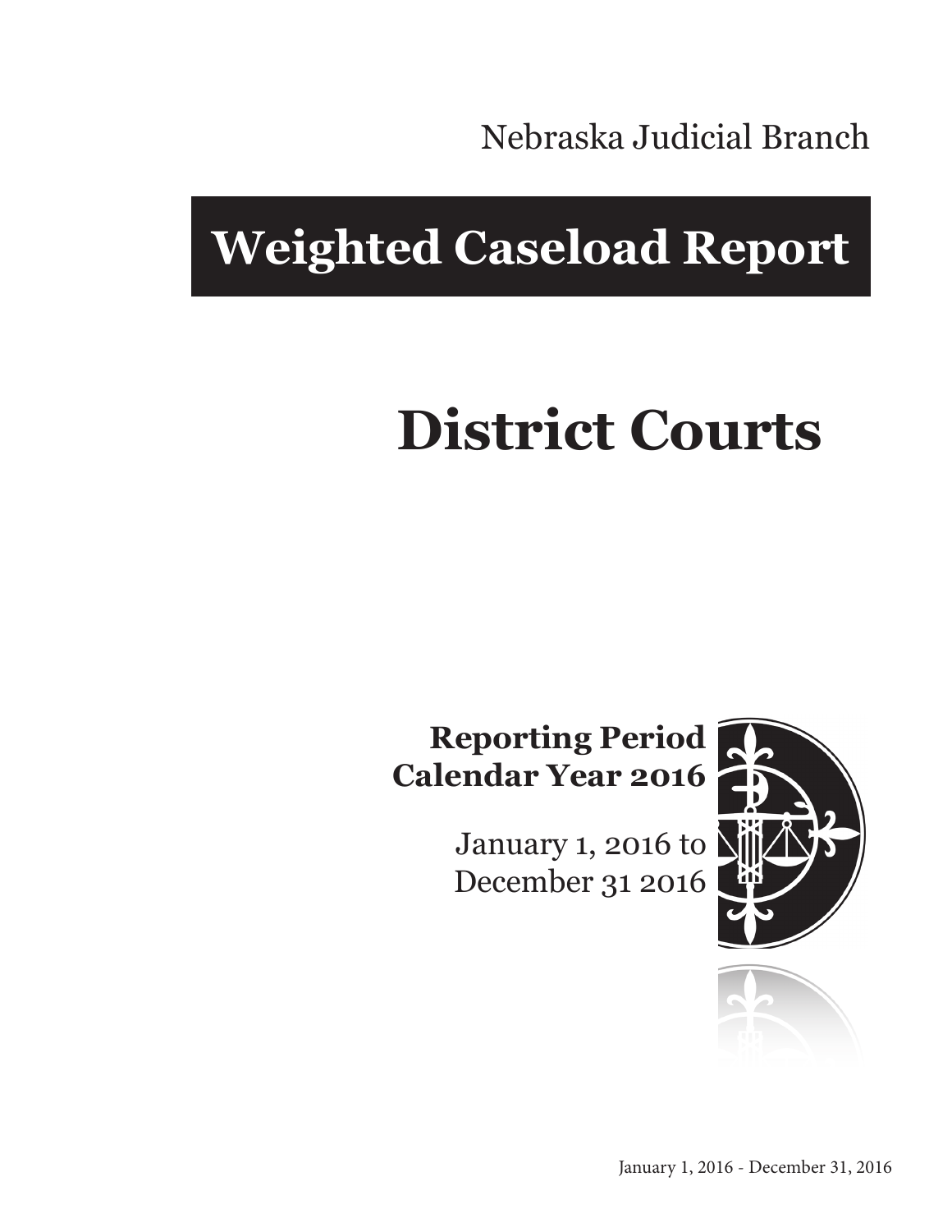Nebraska Judicial Branch

# Weighted Caseload Report

# District Courts

**Reporting Period**
**Calendar Year 2016**

January 1, 2016 to
December 31 2016

January 1, 2016 - December 31, 2016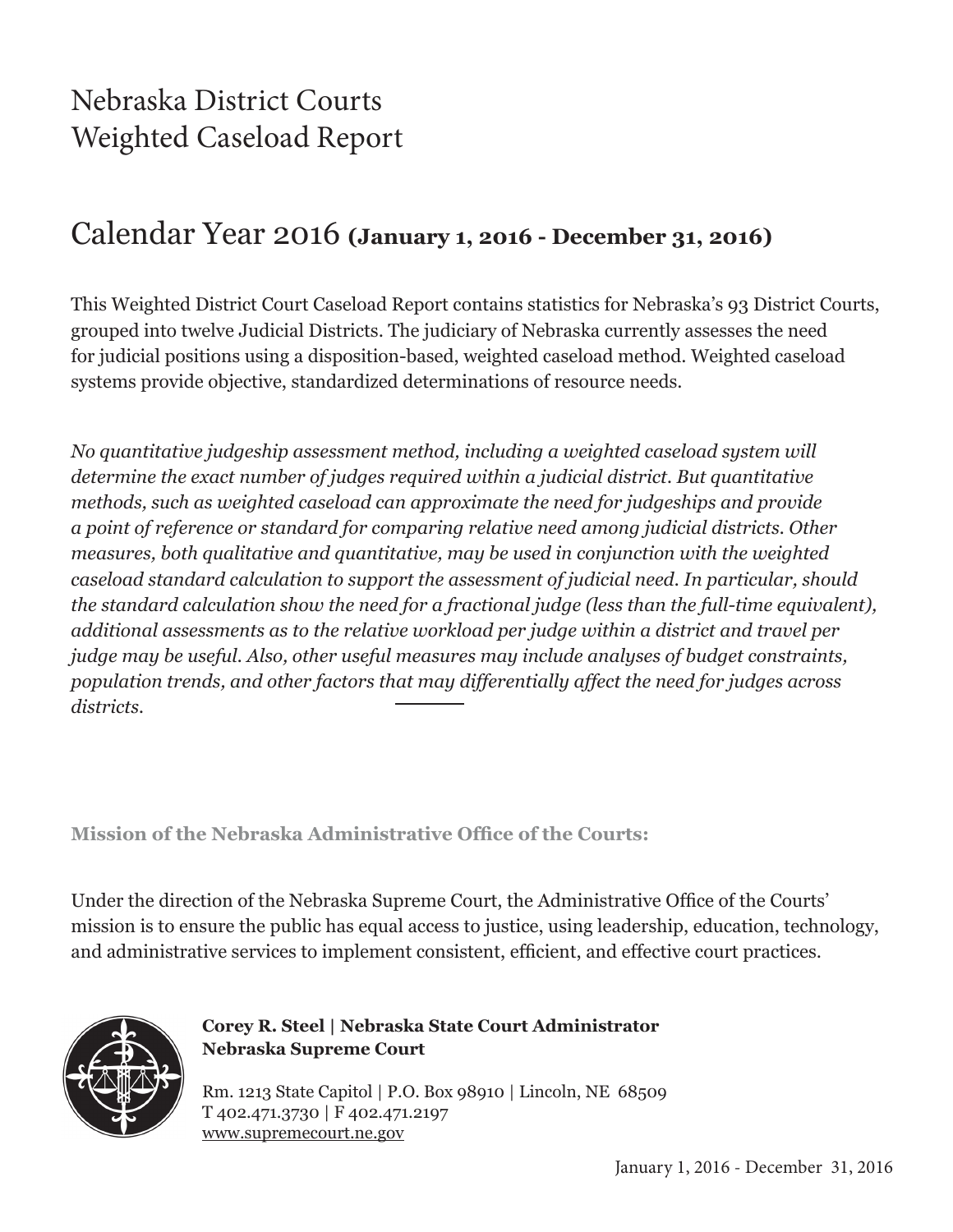# Nebraska District Courts
# Weighted Caseload Report

## Calendar Year 2016 **(January 1, 2016 - December 31, 2016)**

This Weighted District Court Caseload Report contains statistics for Nebraska's 93 District Courts, grouped into twelve Judicial Districts. The judiciary of Nebraska currently assesses the need for judicial positions using a disposition-based, weighted caseload method. Weighted caseload systems provide objective, standardized determinations of resource needs.

*No quantitative judgeship assessment method, including a weighted caseload system will determine the exact number of judges required within a judicial district. But quantitative methods, such as weighted caseload can approximate the need for judgeships and provide a point of reference or standard for comparing relative need among judicial districts. Other measures, both qualitative and quantitative, may be used in conjunction with the weighted caseload standard calculation to support the assessment of judicial need. In particular, should the standard calculation show the need for a fractional judge (less than the full-time equivalent), additional assessments as to the relative workload per judge within a district and travel per judge may be useful. Also, other useful measures may include analyses of budget constraints, population trends, and other factors that may differentially affect the need for judges across districts.*

**Mission of the Nebraska Administrative Office of the Courts:**

Under the direction of the Nebraska Supreme Court, the Administrative Office of the Courts' mission is to ensure the public has equal access to justice, using leadership, education, technology, and administrative services to implement consistent, efficient, and effective court practices.

**Corey R. Steel | Nebraska State Court Administrator**
**Nebraska Supreme Court**

Rm. 1213 State Capitol | P.O. Box 98910 | Lincoln, NE 68509
T 402.471.3730 | F 402.471.2197
www.supremecourt.ne.gov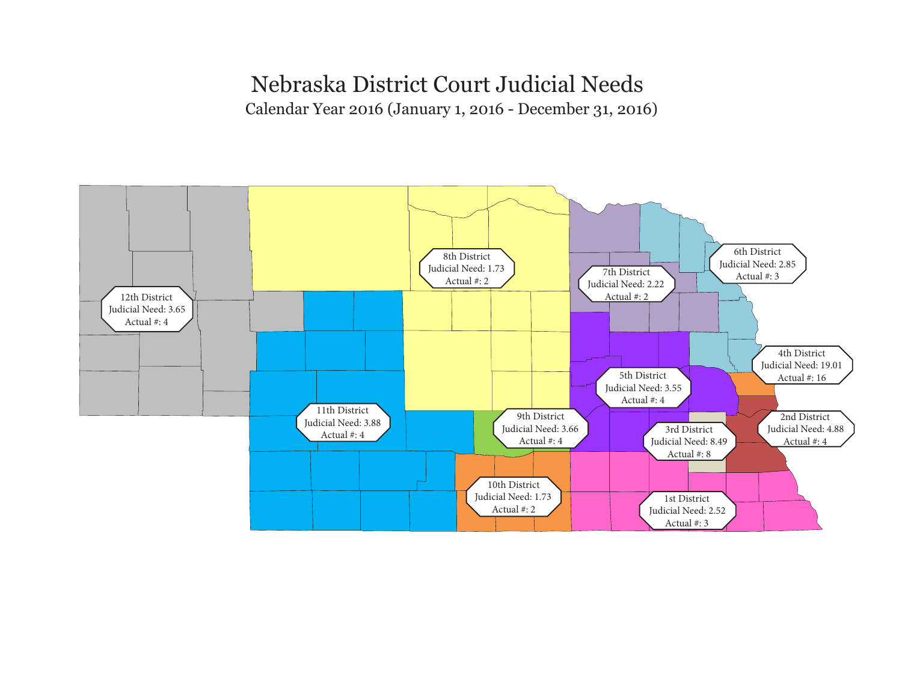# Nebraska District Court Judicial Needs

## Calendar Year 2016 (January 1, 2016 - December 31, 2016)

8th District
Judicial Need: 1.73
Actual #: 2

6th District
Judicial Need: 2.85
Actual #: 3

7th District
Judicial Need: 2.22
Actual #: 2

12th District
Judicial Need: 3.65
Actual #: 4

4th District
Judicial Need: 19.01
Actual #: 16

5th District
Judicial Need: 3.55
Actual #: 4

11th District
Judicial Need: 3.88
Actual #: 4

9th District
Judicial Need: 3.66
Actual #: 4

2nd District
Judicial Need: 4.88
Actual #: 4

3rd District
Judicial Need: 8.49
Actual #: 8

10th District
Judicial Need: 1.73
Actual #: 2

1st District
Judicial Need: 2.52
Actual #: 3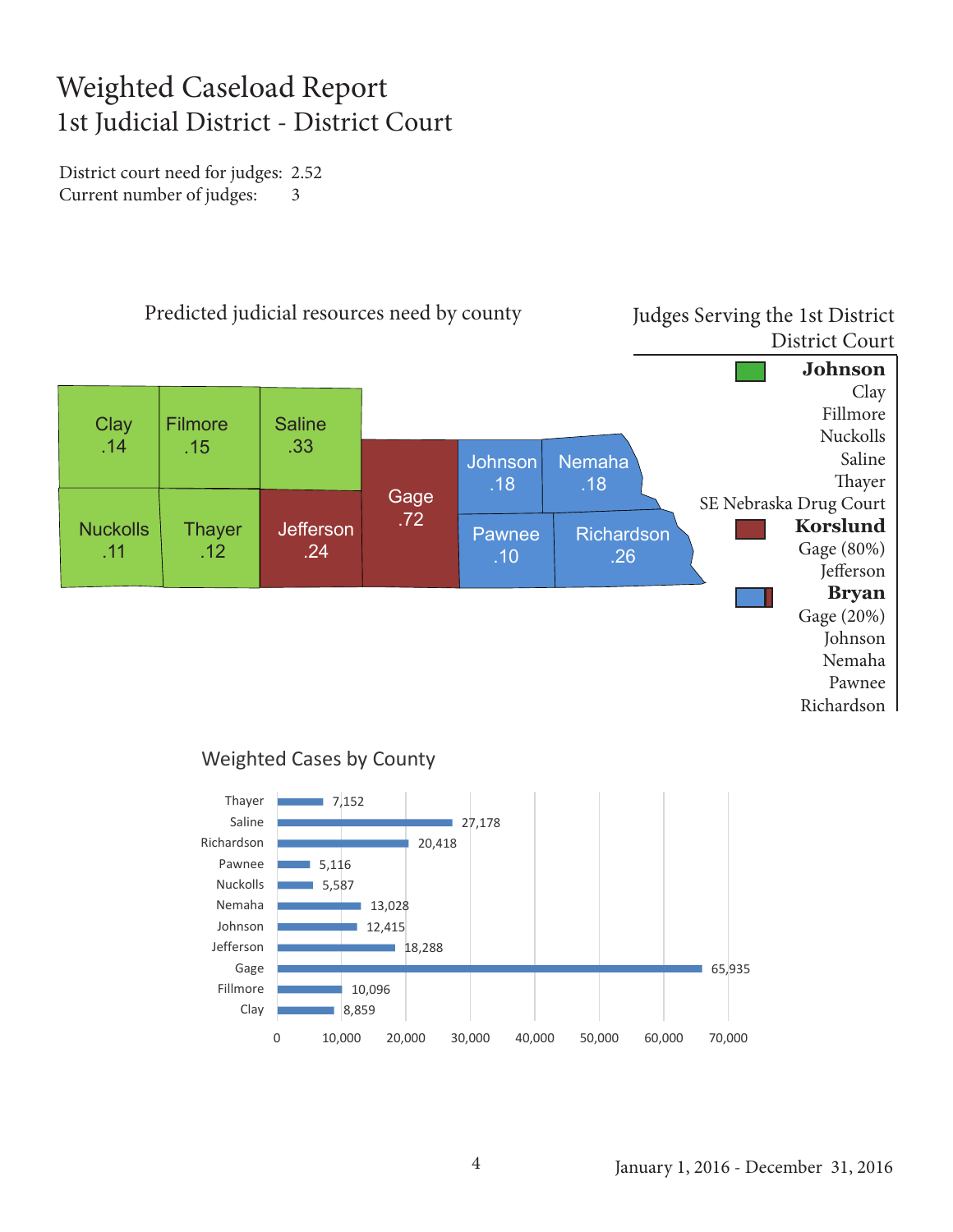# Weighted Caseload Report
## 1st Judicial District - District Court

District court need for judges: 2.52
Current number of judges: 3

### Predicted judicial resources need by county

| County | Need |
|---|---|
| Clay | .14 |
| Filmore | .15 |
| Saline | .33 |
| Nuckolls | .11 |
| Thayer | .12 |
| Jefferson | .24 |
| Gage | .72 |
| Johnson | .18 |
| Nemaha | .18 |
| Pawnee | .10 |
| Richardson | .26 |

### Judges Serving the 1st District District Court

**Johnson**
Clay
Fillmore
Nuckolls
Saline
Thayer
SE Nebraska Drug Court

**Korslund**
Gage (80%)
Jefferson

**Bryan**
Gage (20%)
Johnson
Nemaha
Pawnee
Richardson

### Weighted Cases by County

| County | Weighted Cases |
|---|---|
| Thayer | 7,152 |
| Saline | 27,178 |
| Richardson | 20,418 |
| Pawnee | 5,116 |
| Nuckolls | 5,587 |
| Nemaha | 13,028 |
| Johnson | 12,415 |
| Jefferson | 18,288 |
| Gage | 65,935 |
| Fillmore | 10,096 |
| Clay | 8,859 |

January 1, 2016 - December 31, 2016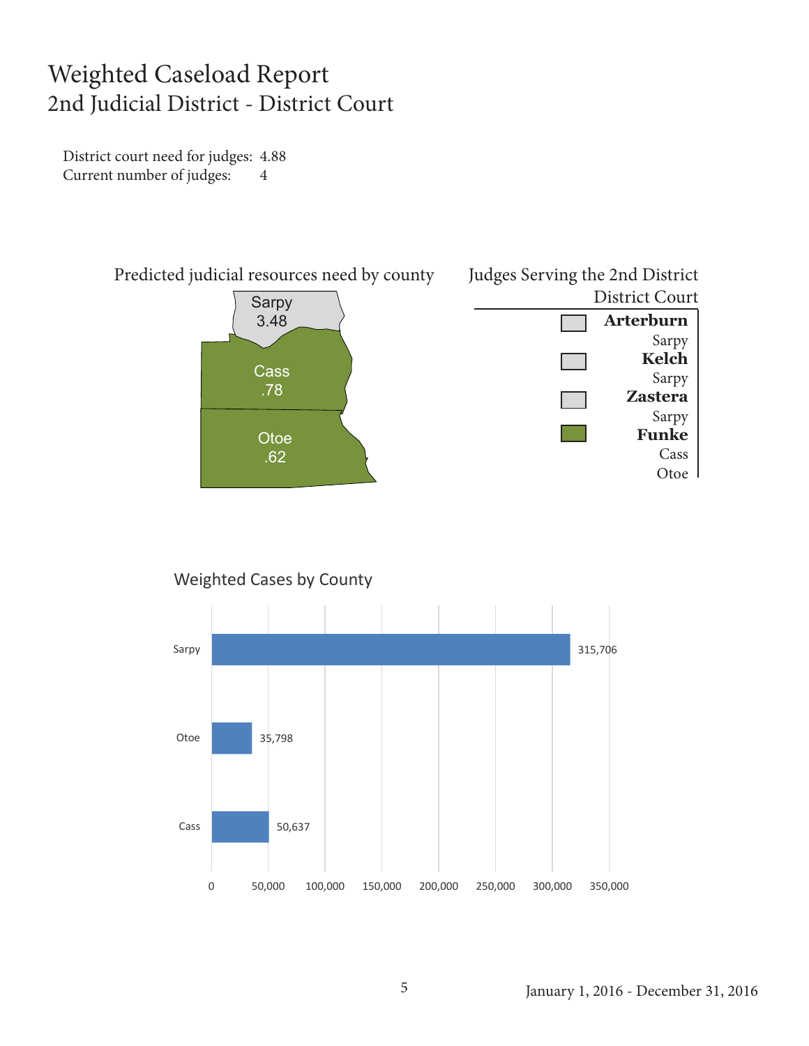# Weighted Caseload Report
## 2nd Judicial District - District Court

District court need for judges: 4.88
Current number of judges: 4

### Predicted judicial resources need by county

| County | Need |
|---|---|
| Sarpy | 3.48 |
| Cass | .78 |
| Otoe | .62 |

### Judges Serving the 2nd District District Court

| Judge | County |
|---|---|
| **Arterburn** | Sarpy |
| **Kelch** | Sarpy |
| **Zastera** | Sarpy |
| **Funke** | Cass, Otoe |

### Weighted Cases by County

| County | Weighted Cases |
|---|---|
| Sarpy | 315,706 |
| Otoe | 35,798 |
| Cass | 50,637 |

January 1, 2016 - December 31, 2016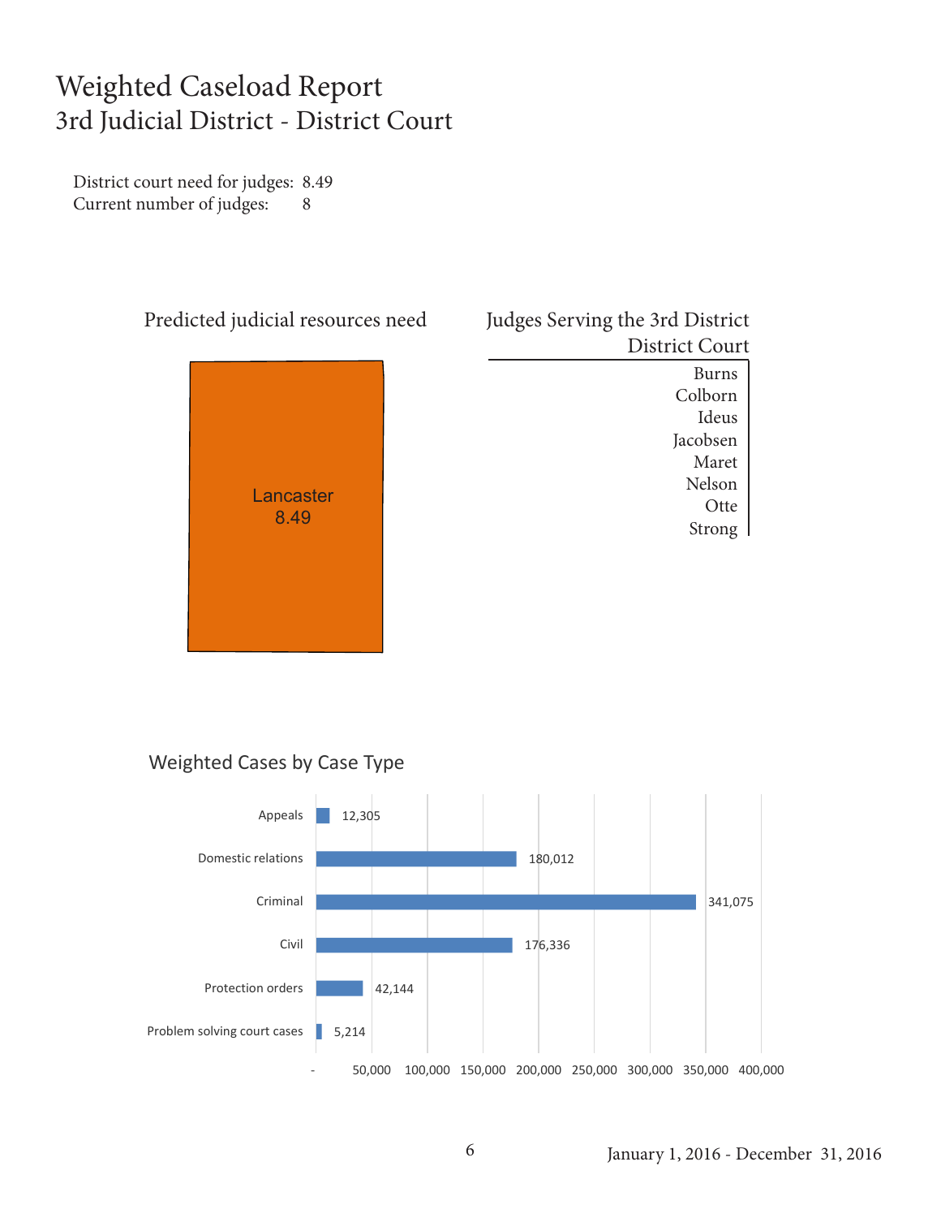# Weighted Caseload Report
## 3rd Judicial District - District Court

District court need for judges: 8.49
Current number of judges: 8

### Predicted judicial resources need

Lancaster
8.49

### Judges Serving the 3rd District District Court

| Judges Serving the 3rd District District Court |
|---|
| Burns |
| Colborn |
| Ideus |
| Jacobsen |
| Maret |
| Nelson |
| Otte |
| Strong |

### Weighted Cases by Case Type

| Case Type | Weighted Cases |
|---|---|
| Appeals | 12,305 |
| Domestic relations | 180,012 |
| Criminal | 341,075 |
| Civil | 176,336 |
| Protection orders | 42,144 |
| Problem solving court cases | 5,214 |

January 1, 2016 - December 31, 2016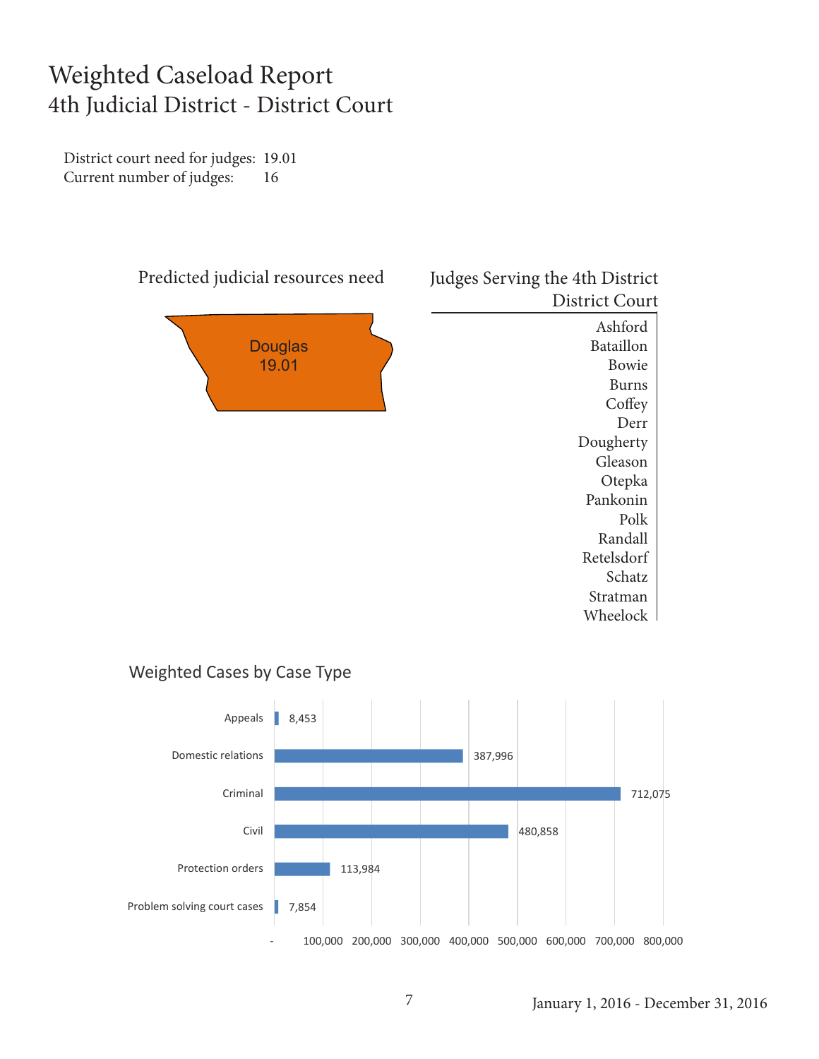# Weighted Caseload Report

## 4th Judicial District - District Court

District court need for judges: 19.01
Current number of judges: 16

### Predicted judicial resources need

Douglas
19.01

### Judges Serving the 4th District District Court

Ashford
Bataillon
Bowie
Burns
Coffey
Derr
Dougherty
Gleason
Otepka
Pankonin
Polk
Randall
Retelsdorf
Schatz
Stratman
Wheelock

### Weighted Cases by Case Type

| Case Type | Weighted Cases |
|---|---|
| Appeals | 8,453 |
| Domestic relations | 387,996 |
| Criminal | 712,075 |
| Civil | 480,858 |
| Protection orders | 113,984 |
| Problem solving court cases | 7,854 |

January 1, 2016 - December 31, 2016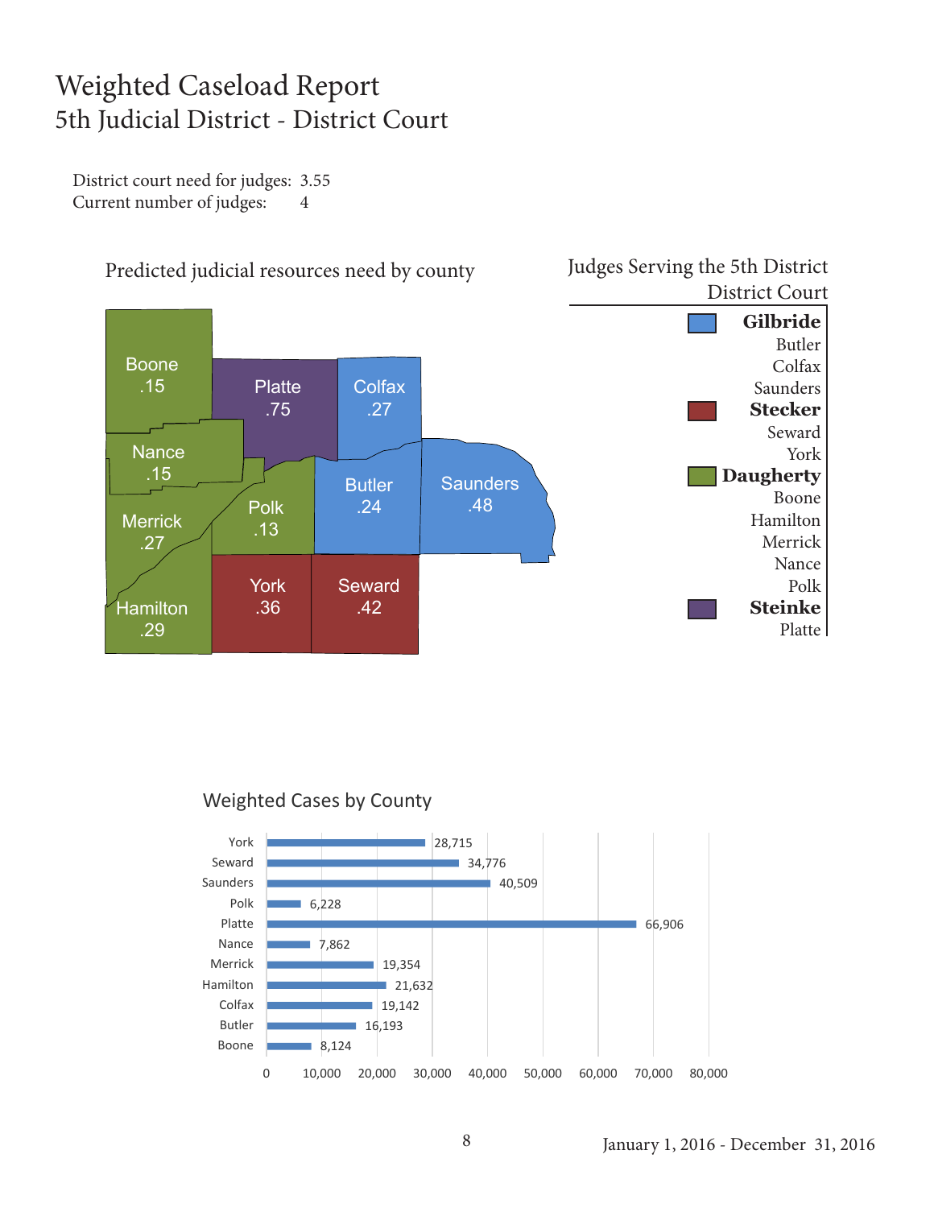# Weighted Caseload Report
## 5th Judicial District - District Court

District court need for judges: 3.55
Current number of judges: 4

### Predicted judicial resources need by county

| County | Need |
|---|---|
| Boone | .15 |
| Platte | .75 |
| Colfax | .27 |
| Nance | .15 |
| Merrick | .27 |
| Polk | .13 |
| Butler | .24 |
| Saunders | .48 |
| Hamilton | .29 |
| York | .36 |
| Seward | .42 |

### Judges Serving the 5th District District Court

| Judge | Counties |
|---|---|
| **Gilbride** | Butler, Colfax, Saunders |
| **Stecker** | Seward, York |
| **Daugherty** | Boone, Hamilton, Merrick, Nance, Polk |
| **Steinke** | Platte |

### Weighted Cases by County

| County | Weighted Cases |
|---|---|
| York | 28,715 |
| Seward | 34,776 |
| Saunders | 40,509 |
| Polk | 6,228 |
| Platte | 66,906 |
| Nance | 7,862 |
| Merrick | 19,354 |
| Hamilton | 21,632 |
| Colfax | 19,142 |
| Butler | 16,193 |
| Boone | 8,124 |

January 1, 2016 - December 31, 2016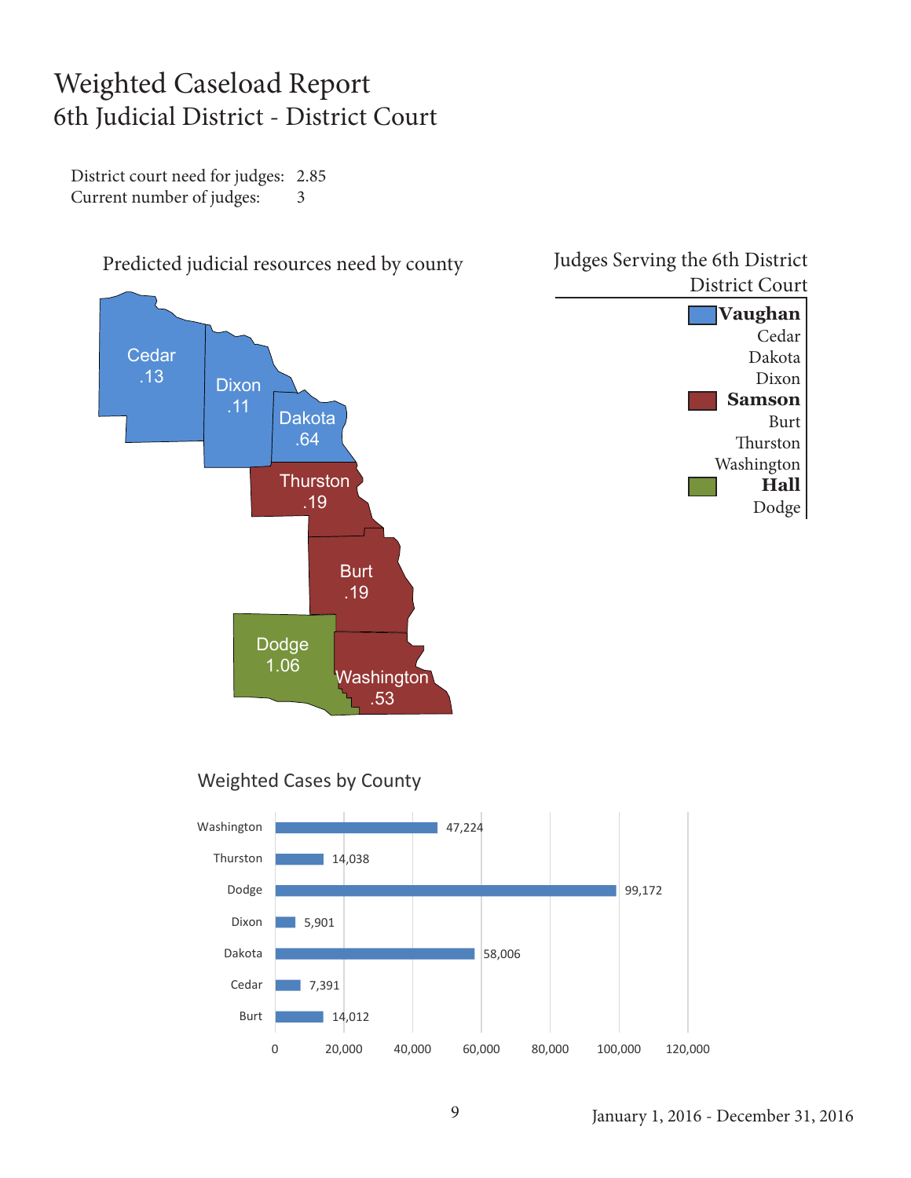# Weighted Caseload Report
## 6th Judicial District - District Court

District court need for judges: 2.85
Current number of judges: 3

### Predicted judicial resources need by county

| County | Need |
|---|---|
| Cedar | .13 |
| Dixon | .11 |
| Dakota | .64 |
| Thurston | .19 |
| Burt | .19 |
| Dodge | 1.06 |
| Washington | .53 |

### Judges Serving the 6th District District Court

**Vaughan**
- Cedar
- Dakota
- Dixon

**Samson**
- Burt
- Thurston
- Washington

**Hall**
- Dodge

### Weighted Cases by County

| County | Weighted Cases |
|---|---|
| Washington | 47,224 |
| Thurston | 14,038 |
| Dodge | 99,172 |
| Dixon | 5,901 |
| Dakota | 58,006 |
| Cedar | 7,391 |
| Burt | 14,012 |

January 1, 2016 - December 31, 2016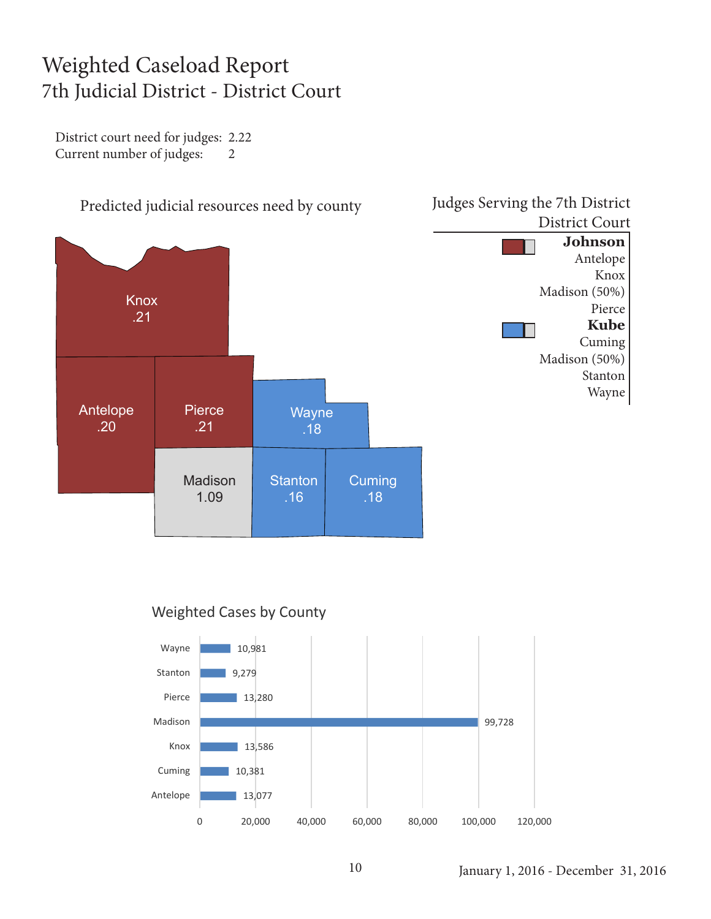# Weighted Caseload Report
## 7th Judicial District - District Court

District court need for judges: 2.22
Current number of judges: 2

### Predicted judicial resources need by county

| County | Need |
|---|---|
| Knox | .21 |
| Antelope | .20 |
| Pierce | .21 |
| Wayne | .18 |
| Madison | 1.09 |
| Stanton | .16 |
| Cuming | .18 |

### Judges Serving the 7th District District Court

**Johnson**
Antelope
Knox
Madison (50%)
Pierce

**Kube**
Cuming
Madison (50%)
Stanton
Wayne

### Weighted Cases by County

| County | Weighted Cases |
|---|---|
| Wayne | 10,981 |
| Stanton | 9,279 |
| Pierce | 13,280 |
| Madison | 99,728 |
| Knox | 13,586 |
| Cuming | 10,381 |
| Antelope | 13,077 |

January 1, 2016 - December 31, 2016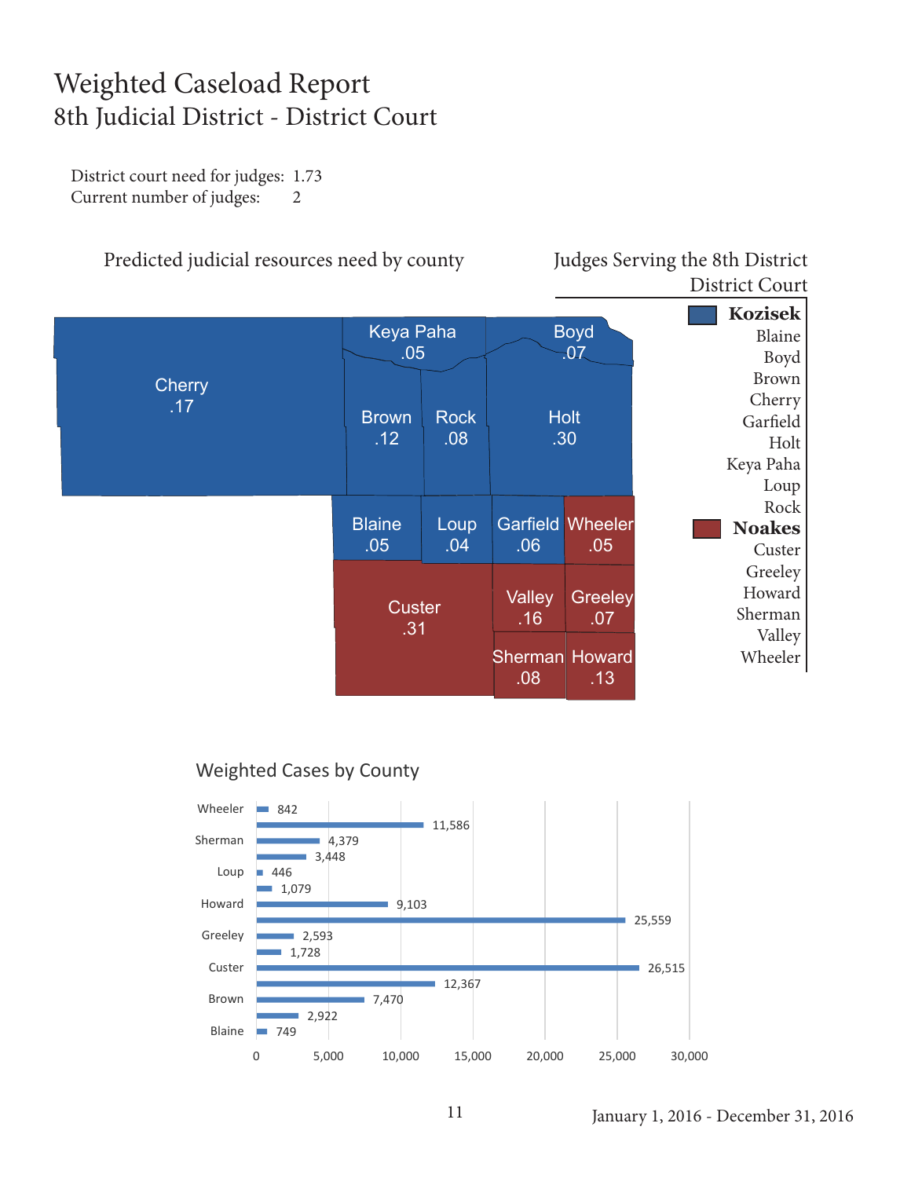# Weighted Caseload Report

## 8th Judicial District - District Court

District court need for judges: 1.73
Current number of judges: 2

### Predicted judicial resources need by county

| County | Need |
|---|---|
| Cherry | .17 |
| Keya Paha | .05 |
| Boyd | .07 |
| Brown | .12 |
| Rock | .08 |
| Holt | .30 |
| Blaine | .05 |
| Loup | .04 |
| Garfield | .06 |
| Wheeler | .05 |
| Custer | .31 |
| Valley | .16 |
| Greeley | .07 |
| Sherman | .08 |
| Howard | .13 |

### Judges Serving the 8th District District Court

**Kozisek**
Blaine
Boyd
Brown
Cherry
Garfield
Holt
Keya Paha
Loup
Rock

**Noakes**
Custer
Greeley
Howard
Sherman
Valley
Wheeler

### Weighted Cases by County

| County | Weighted Cases |
|---|---|
| Wheeler | 842 |
| Valley | 11,586 |
| Sherman | 4,379 |
| Rock | 3,448 |
| Loup | 446 |
| Keya Paha | 1,079 |
| Howard | 9,103 |
| Holt | 25,559 |
| Greeley | 2,593 |
| Garfield | 1,728 |
| Custer | 26,515 |
| Cherry | 12,367 |
| Brown | 7,470 |
| Boyd | 2,922 |
| Blaine | 749 |

January 1, 2016 - December 31, 2016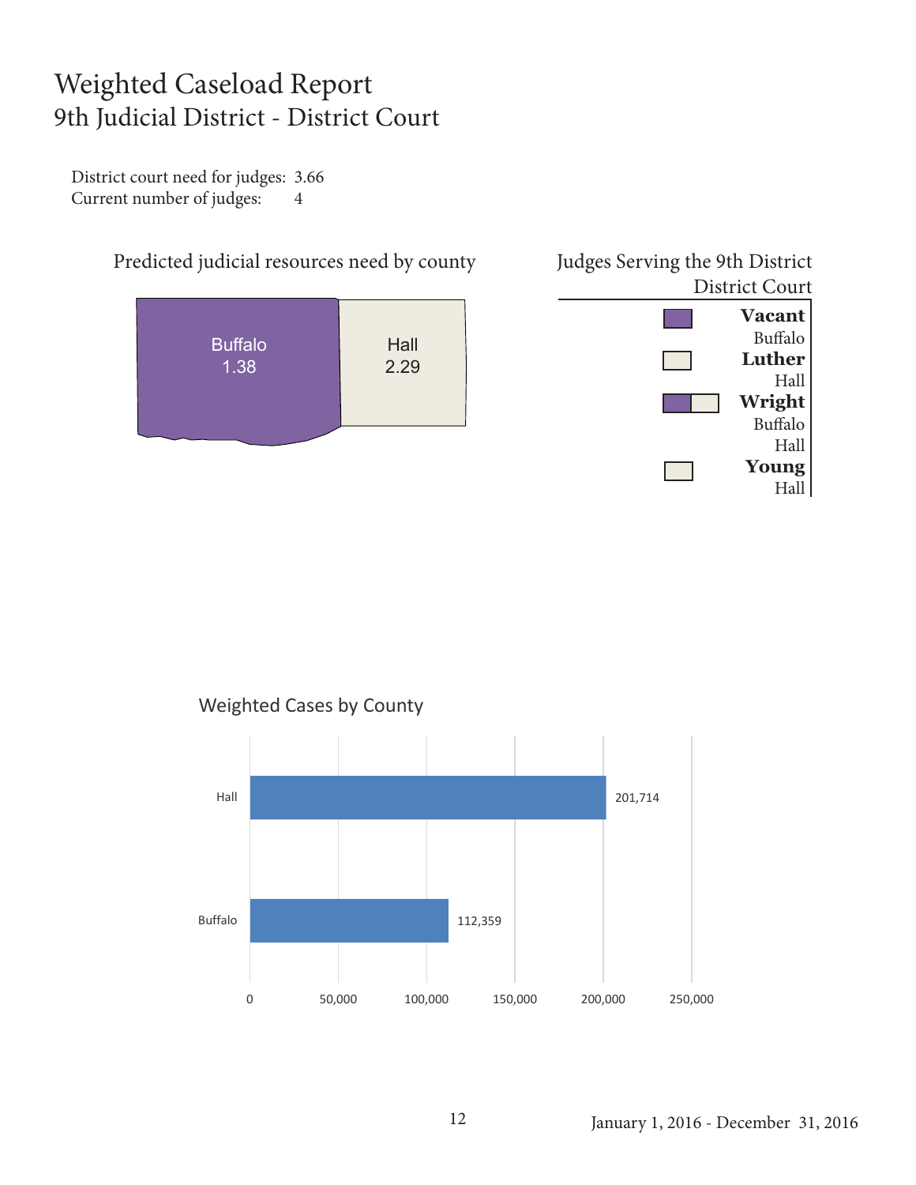# Weighted Caseload Report
## 9th Judicial District - District Court

District court need for judges: 3.66
Current number of judges: 4

### Predicted judicial resources need by county

| County | Need |
|---|---|
| Buffalo | 1.38 |
| Hall | 2.29 |

### Judges Serving the 9th District District Court

**Vacant**
Buffalo

**Luther**
Hall

**Wright**
Buffalo
Hall

**Young**
Hall

### Weighted Cases by County

| County | Weighted Cases |
|---|---|
| Hall | 201,714 |
| Buffalo | 112,359 |

January 1, 2016 - December 31, 2016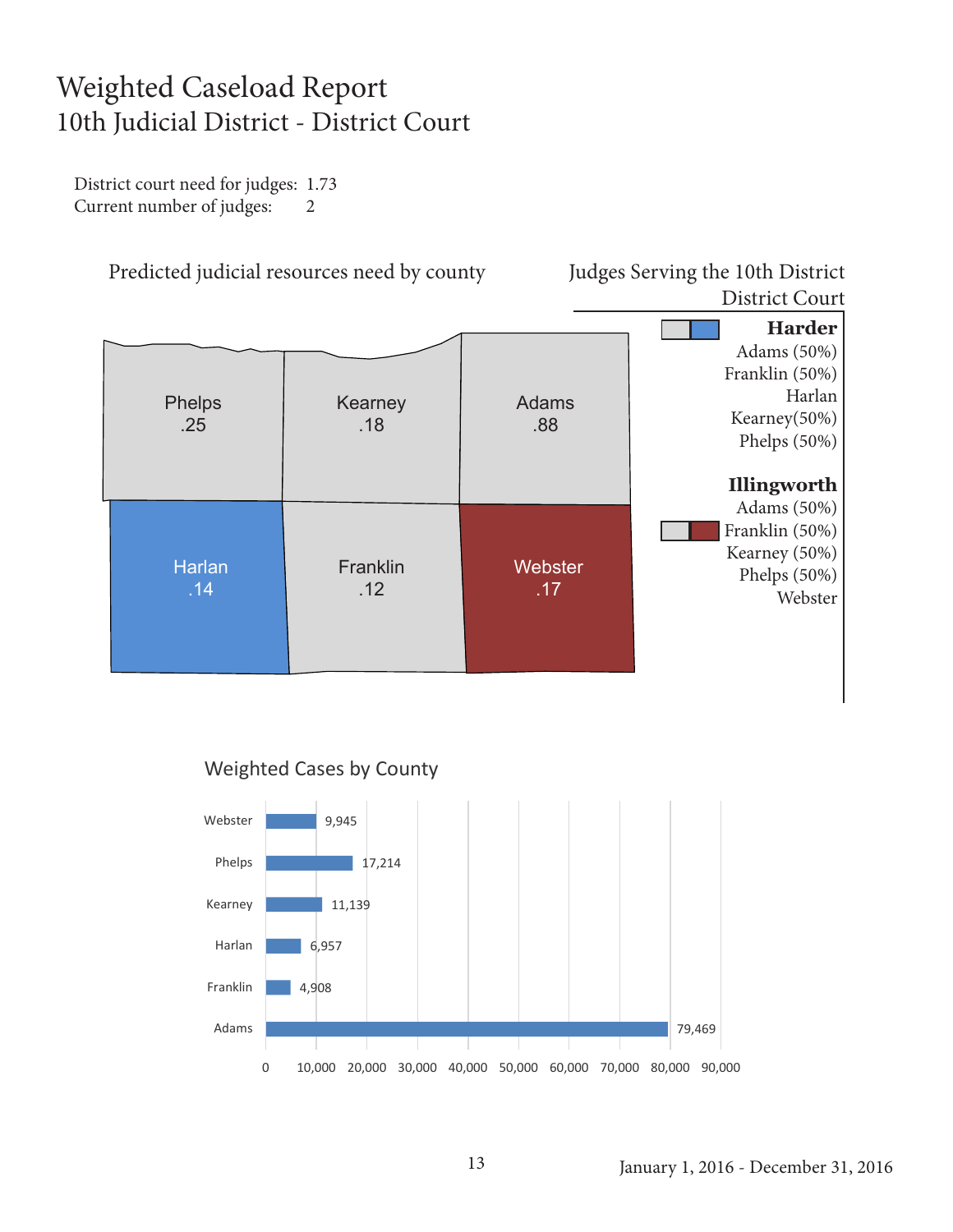# Weighted Caseload Report
## 10th Judicial District - District Court

District court need for judges: 1.73
Current number of judges: 2

### Predicted judicial resources need by county

| County | Need |
|---|---|
| Phelps | .25 |
| Kearney | .18 |
| Adams | .88 |
| Harlan | .14 |
| Franklin | .12 |
| Webster | .17 |

### Judges Serving the 10th District District Court

**Harder**
Adams (50%)
Franklin (50%)
Harlan
Kearney(50%)
Phelps (50%)

**Illingworth**
Adams (50%)
Franklin (50%)
Kearney (50%)
Phelps (50%)
Webster

### Weighted Cases by County

| County | Weighted Cases |
|---|---|
| Webster | 9,945 |
| Phelps | 17,214 |
| Kearney | 11,139 |
| Harlan | 6,957 |
| Franklin | 4,908 |
| Adams | 79,469 |

January 1, 2016 - December 31, 2016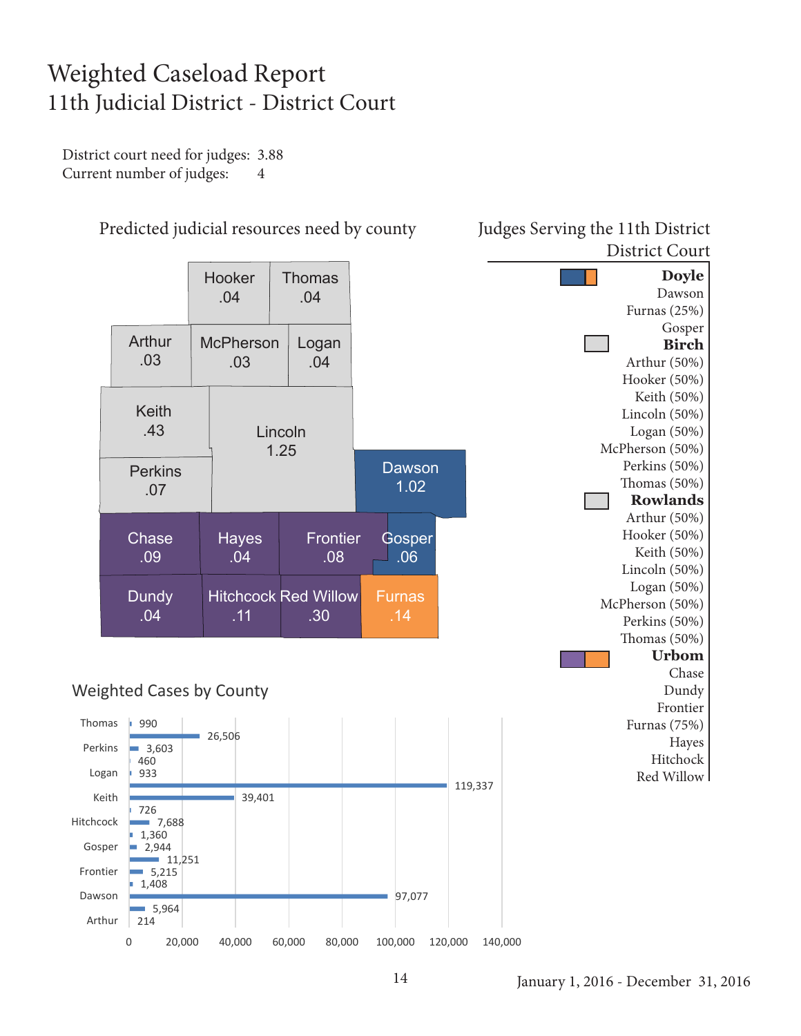# Weighted Caseload Report
## 11th Judicial District - District Court

District court need for judges: 3.88
Current number of judges: 4

### Predicted judicial resources need by county

| County | Need |
|---|---|
| Hooker | .04 |
| Thomas | .04 |
| Arthur | .03 |
| McPherson | .03 |
| Logan | .04 |
| Keith | .43 |
| Lincoln | 1.25 |
| Perkins | .07 |
| Dawson | 1.02 |
| Chase | .09 |
| Hayes | .04 |
| Frontier | .08 |
| Gosper | .06 |
| Dundy | .04 |
| Hitchcock | .11 |
| Red Willow | .30 |
| Furnas | .14 |

### Judges Serving the 11th District District Court

**Doyle**
Dawson
Furnas (25%)
Gosper

**Birch**
Arthur (50%)
Hooker (50%)
Keith (50%)
Lincoln (50%)
Logan (50%)
McPherson (50%)
Perkins (50%)
Thomas (50%)

**Rowlands**
Arthur (50%)
Hooker (50%)
Keith (50%)
Lincoln (50%)
Logan (50%)
McPherson (50%)
Perkins (50%)
Thomas (50%)

**Urbom**
Chase
Dundy
Frontier
Furnas (75%)
Hayes
Hitchcock
Red Willow

### Weighted Cases by County

| County | Weighted Cases |
|---|---|
| Thomas | 990 |
| Red Willow | 26,506 |
| Perkins | 3,603 |
| McPherson | 460 |
| Logan | 933 |
| Lincoln | 119,337 |
| Keith | 39,401 |
| Hooker | 726 |
| Hitchcock | 7,688 |
| Hayes | 1,360 |
| Gosper | 2,944 |
| Furnas | 11,251 |
| Frontier | 5,215 |
| Dundy | 1,408 |
| Dawson | 97,077 |
| Chase | 5,964 |
| Arthur | 214 |

January 1, 2016 - December 31, 2016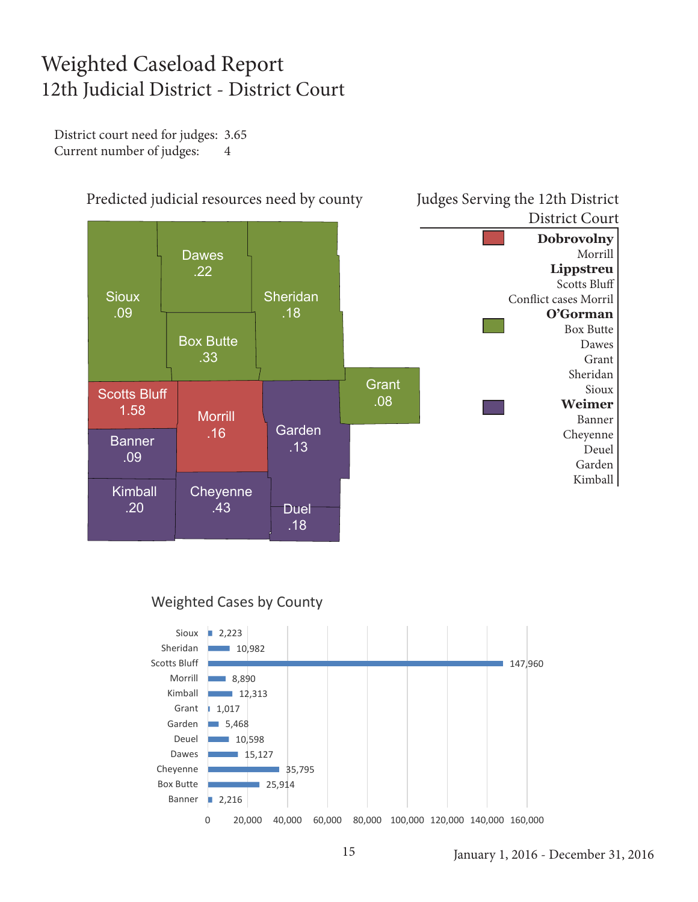# Weighted Caseload Report
## 12th Judicial District - District Court

District court need for judges: 3.65
Current number of judges: 4

### Predicted judicial resources need by county

Sioux
.09

Dawes
.22

Sheridan
.18

Box Butte
.33

Grant
.08

Scotts Bluff
1.58

Morrill
.16

Garden
.13

Banner
.09

Kimball
.20

Cheyenne
.43

Duel
.18

### Judges Serving the 12th District District Court

**Dobrovolny**
Morrill

**Lippstreu**
Scotts Bluff
Conflict cases Morril

**O'Gorman**
Box Butte
Dawes
Grant
Sheridan
Sioux

**Weimer**
Banner
Cheyenne
Deuel
Garden
Kimball

### Weighted Cases by County

Sioux 2,223
Sheridan 10,982
Scotts Bluff 147,960
Morrill 8,890
Kimball 12,313
Grant 1,017
Garden 5,468
Deuel 10,598
Dawes 15,127
Cheyenne 35,795
Box Butte 25,914
Banner 2,216

0 20,000 40,000 60,000 80,000 100,000 120,000 140,000 160,000

January 1, 2016 - December 31, 2016